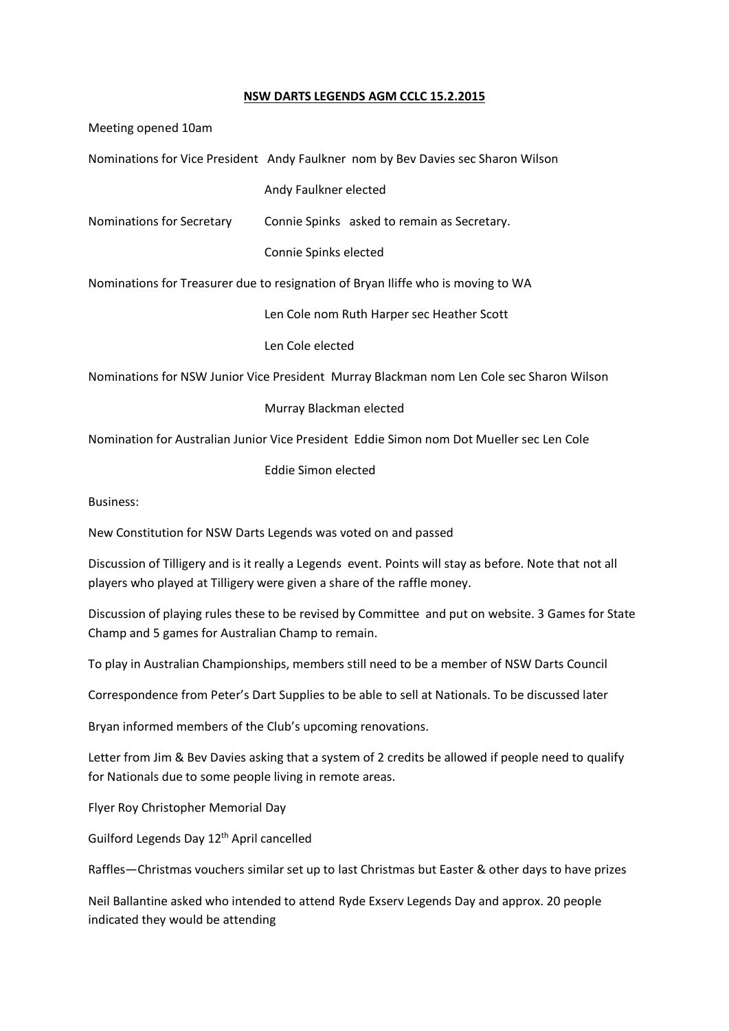# **NSW DARTS LEGENDS AGM CCLC 15.2.2015**

Meeting opened 10am

Nominations for Vice President Andy Faulkner nom by Bev Davies sec Sharon Wilson

Andy Faulkner elected

Nominations for Secretary Connie Spinks asked to remain as Secretary.

Connie Spinks elected

Nominations for Treasurer due to resignation of Bryan Iliffe who is moving to WA

Len Cole nom Ruth Harper sec Heather Scott

Len Cole elected

Nominations for NSW Junior Vice President Murray Blackman nom Len Cole sec Sharon Wilson

Murray Blackman elected

Nomination for Australian Junior Vice President Eddie Simon nom Dot Mueller sec Len Cole

Eddie Simon elected

Business:

New Constitution for NSW Darts Legends was voted on and passed

Discussion of Tilligery and is it really a Legends event. Points will stay as before. Note that not all players who played at Tilligery were given a share of the raffle money.

Discussion of playing rules these to be revised by Committee and put on website. 3 Games for State Champ and 5 games for Australian Champ to remain.

To play in Australian Championships, members still need to be a member of NSW Darts Council

Correspondence from Peter's Dart Supplies to be able to sell at Nationals. To be discussed later

Bryan informed members of the Club's upcoming renovations.

Letter from Jim & Bev Davies asking that a system of 2 credits be allowed if people need to qualify for Nationals due to some people living in remote areas.

Flyer Roy Christopher Memorial Day

Guilford Legends Day 12th April cancelled

Raffles—Christmas vouchers similar set up to last Christmas but Easter & other days to have prizes

Neil Ballantine asked who intended to attend Ryde Exserv Legends Day and approx. 20 people indicated they would be attending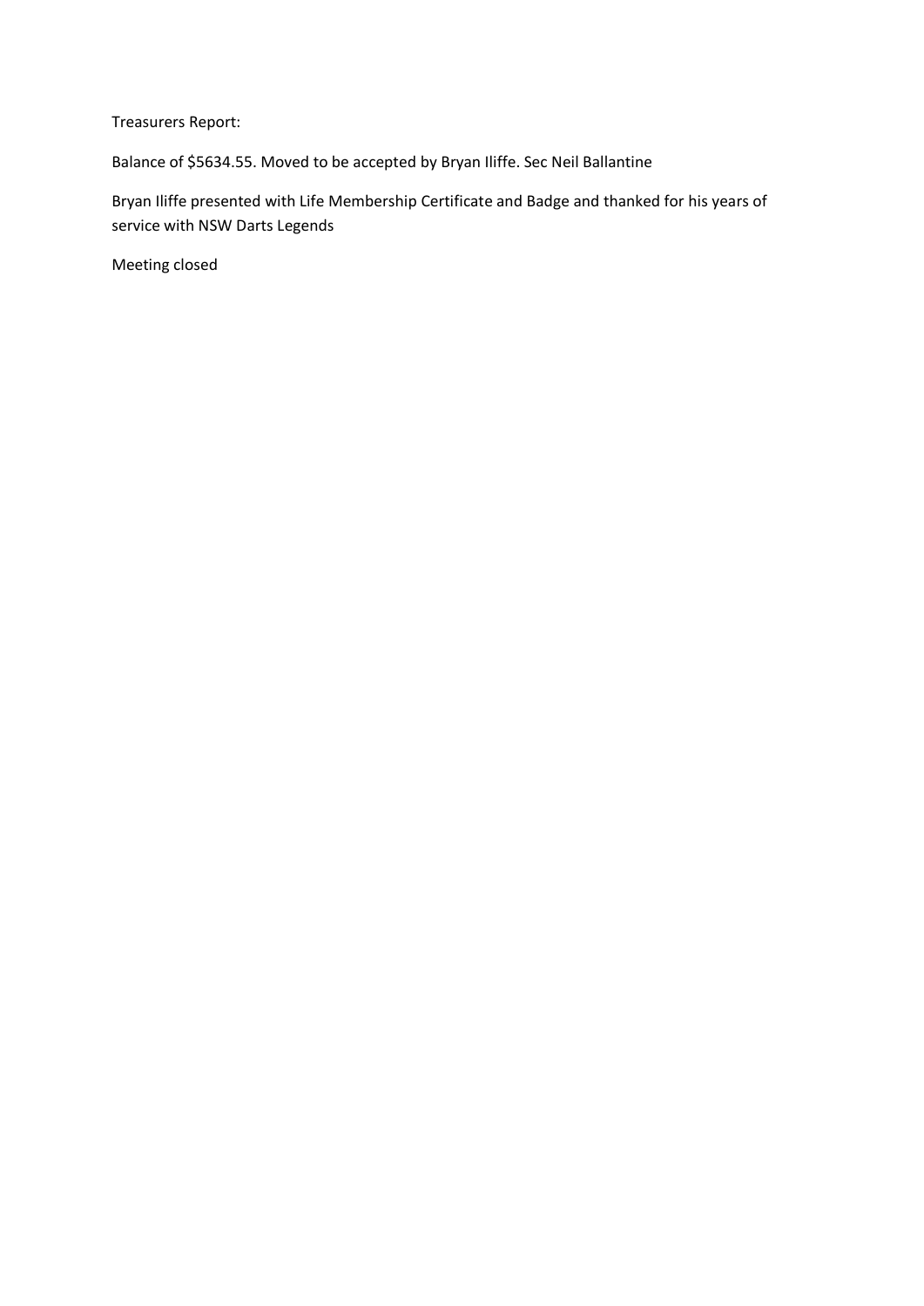Treasurers Report:

Balance of $5634.55. Moved to be accepted by Bryan Iliffe. Sec Neil Ballantine

Bryan Iliffe presented with Life Membership Certificate and Badge and thanked for his years of service with NSW Darts Legends

Meeting closed